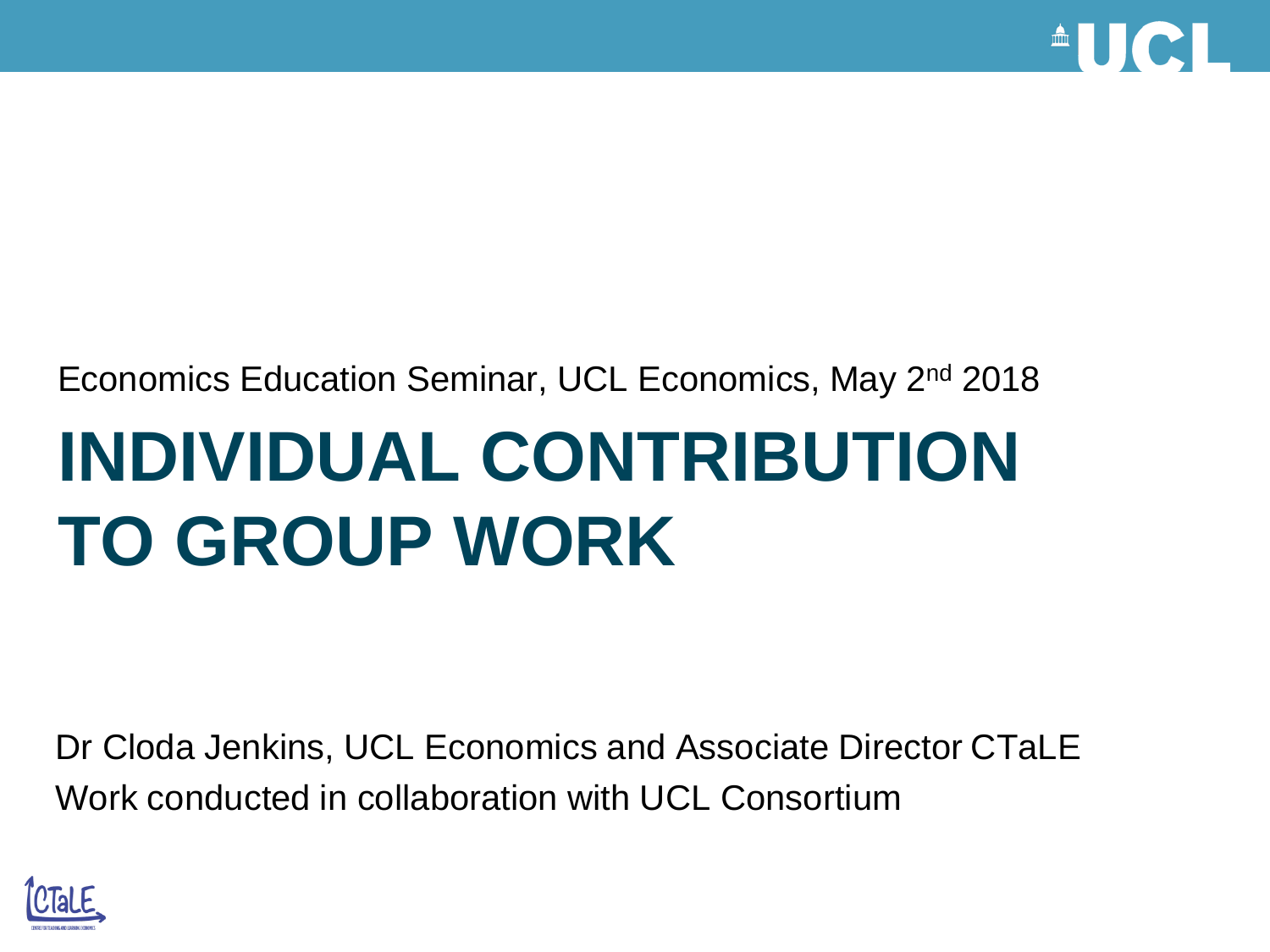Economics Education Seminar, UCL Economics, May 2nd 2018

# INDIVIDUAL CONTRIBUTION TO GROUP WORK

Dr Cloda Jenkins, UCL Economics and Associate Director CTaLE

Work conducted in collaboration with UCL Consortium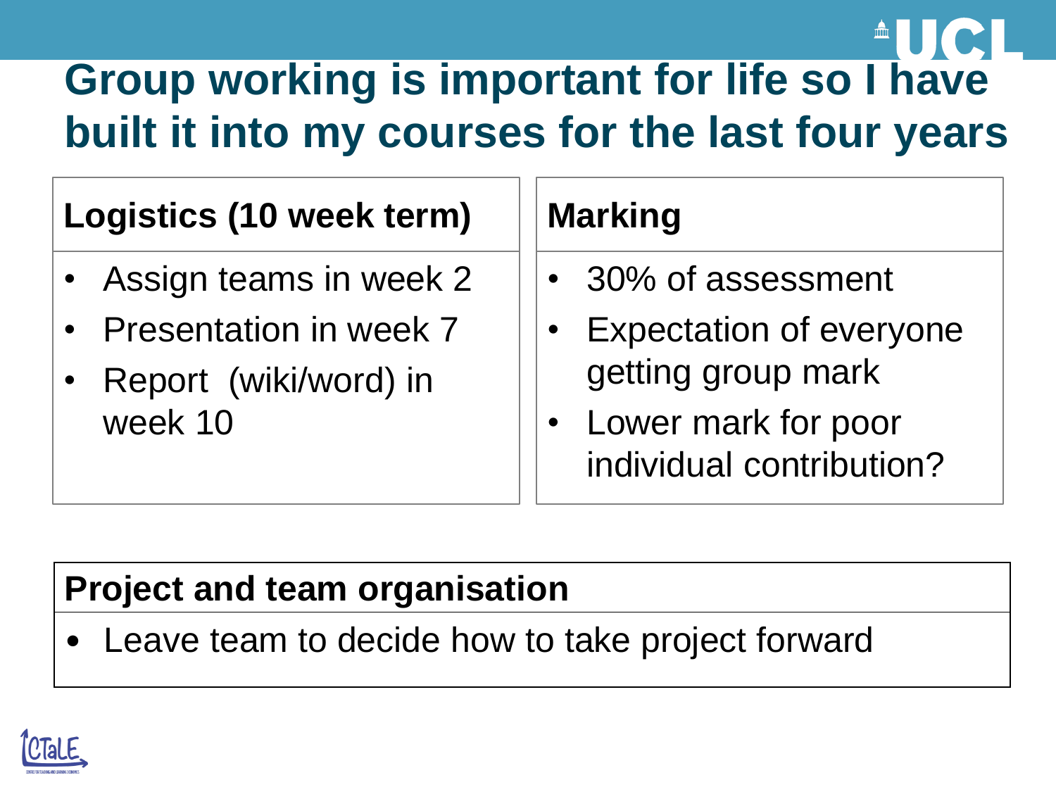# Group working is important for life so I have built it into my courses for the last four years

### Logistics (10 week term)

- Assign teams in week 2
- Presentation in week 7
- Report (wiki/word) in week 10

### Marking

- 30% of assessment
- Expectation of everyone getting group mark
- Lower mark for poor individual contribution?

### Project and team organisation

- Leave team to decide how to take project forward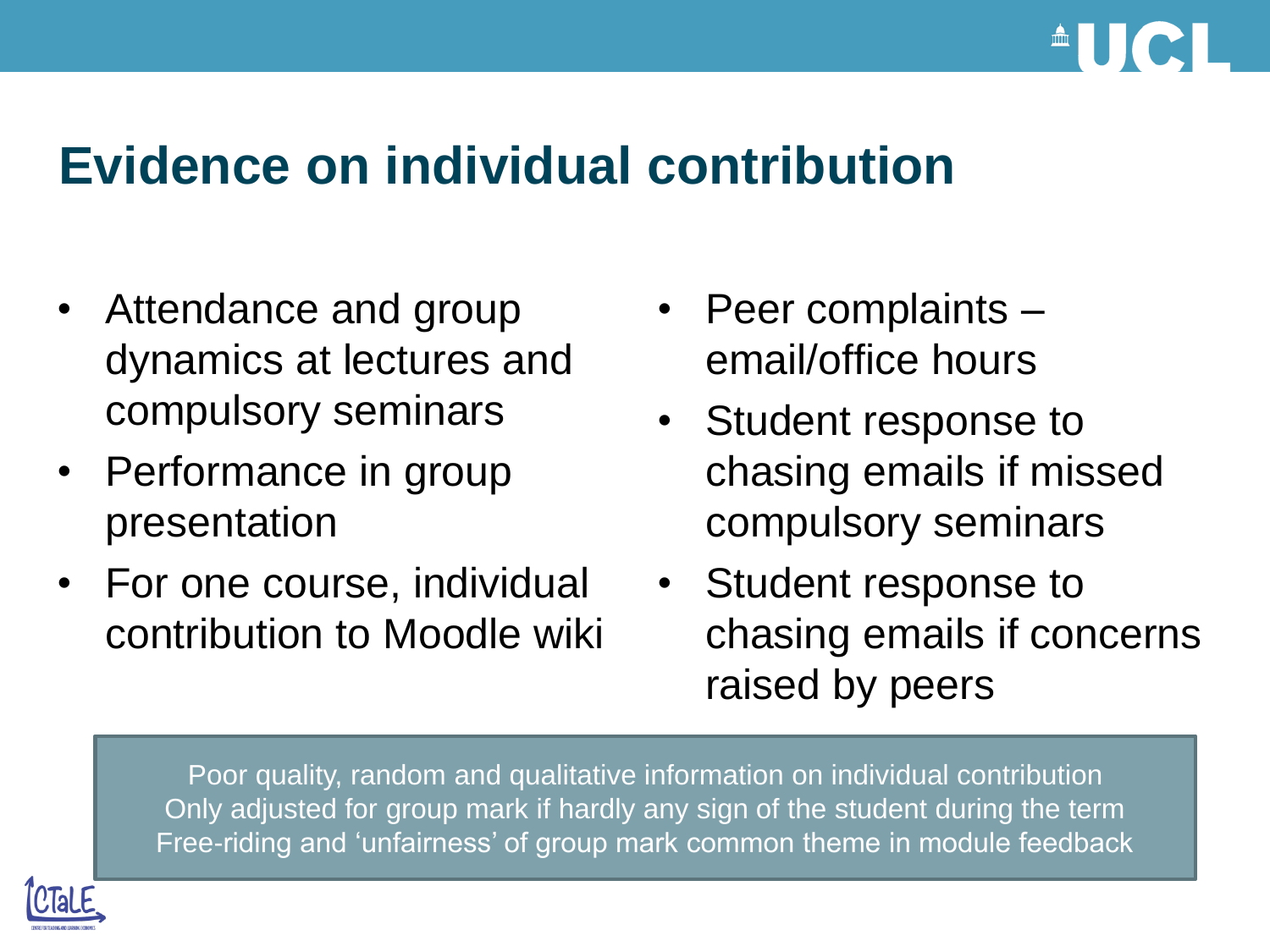# Evidence on individual contribution

- Attendance and group dynamics at lectures and compulsory seminars
- Performance in group presentation
- For one course, individual contribution to Moodle wiki
- Peer complaints – email/office hours
- Student response to chasing emails if missed compulsory seminars
- Student response to chasing emails if concerns raised by peers

Poor quality, random and qualitative information on individual contribution
Only adjusted for group mark if hardly any sign of the student during the term
Free-riding and 'unfairness' of group mark common theme in module feedback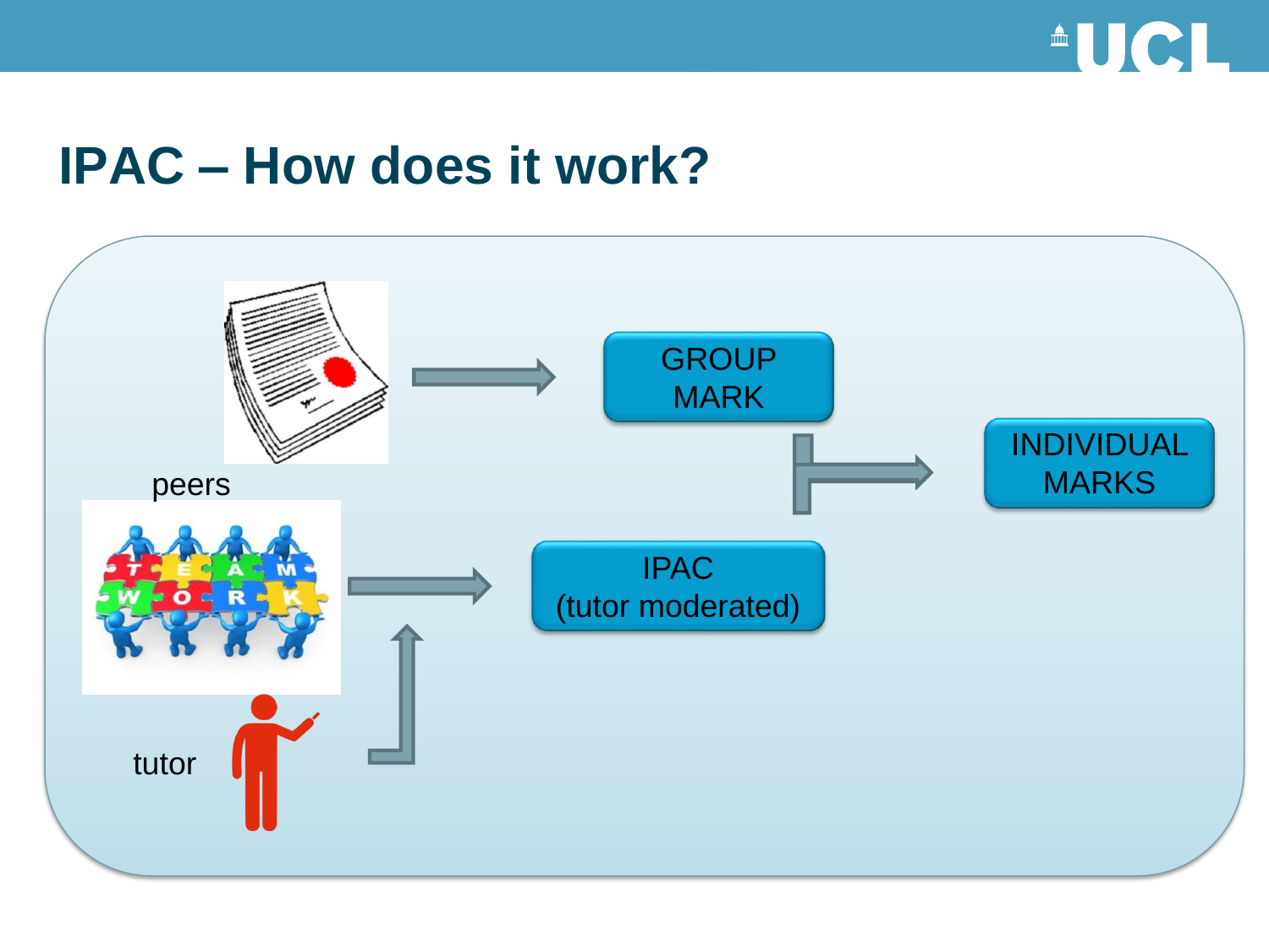# IPAC – How does it work?

peers

tutor

GROUP MARK

IPAC (tutor moderated)

INDIVIDUAL MARKS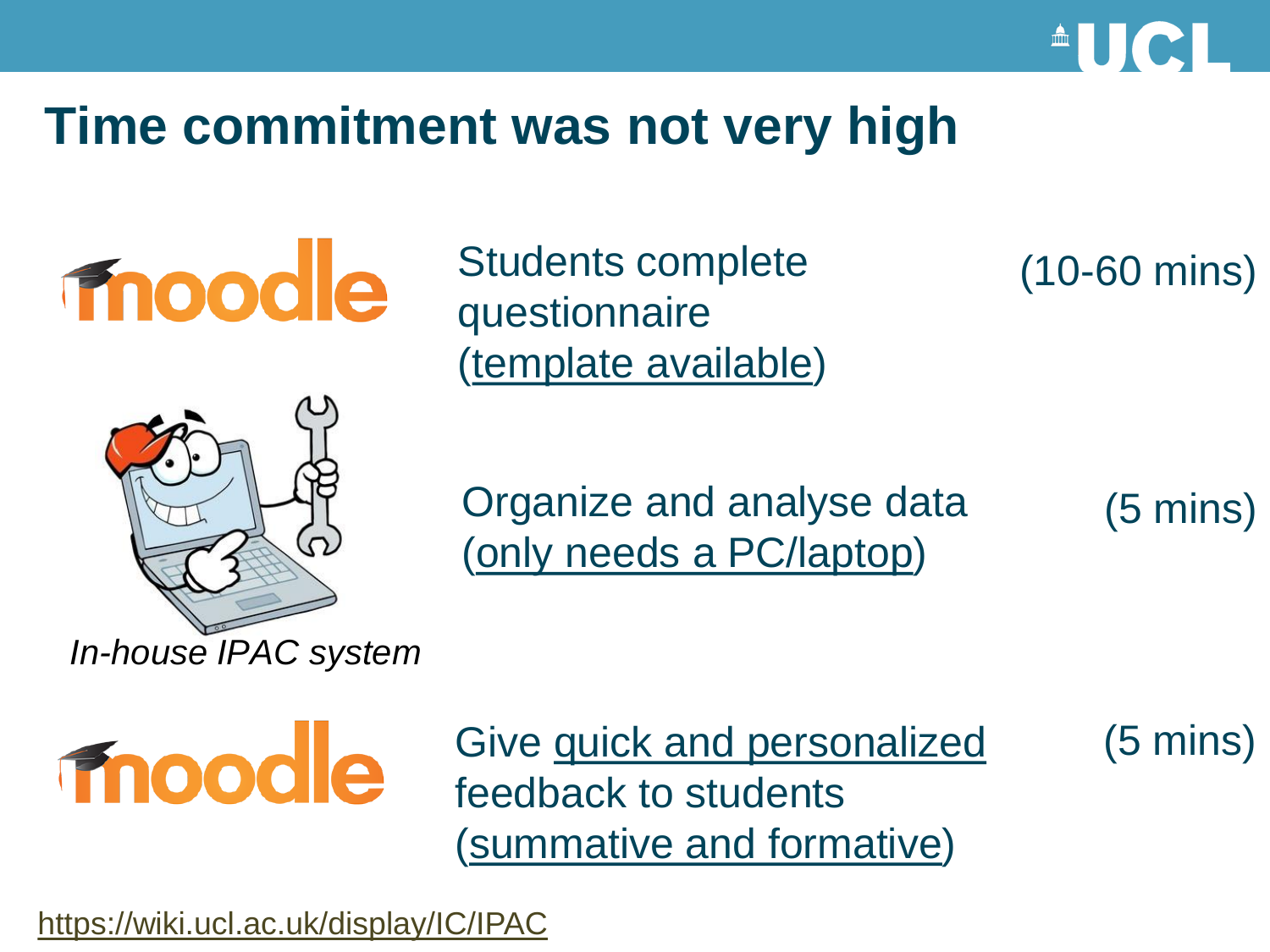# Time commitment was not very high

Students complete questionnaire (template available) (10-60 mins)

Organize and analyse data (only needs a PC/laptop) (5 mins)

*In-house IPAC system*

Give quick and personalized feedback to students (summative and formative) (5 mins)

https://wiki.ucl.ac.uk/display/IC/IPAC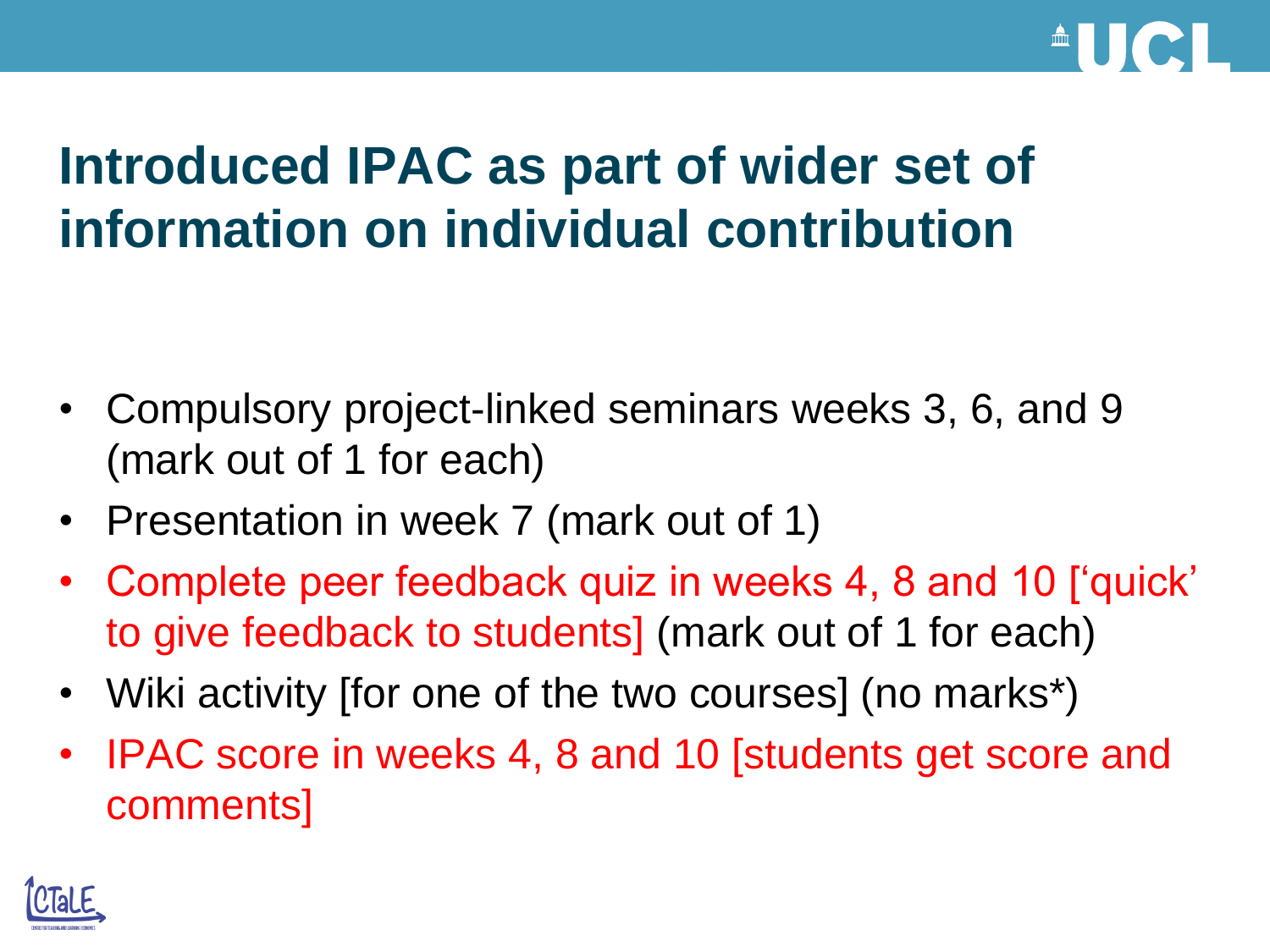# Introduced IPAC as part of wider set of information on individual contribution

- Compulsory project-linked seminars weeks 3, 6, and 9 (mark out of 1 for each)
- Presentation in week 7 (mark out of 1)
- Complete peer feedback quiz in weeks 4, 8 and 10 ['quick' to give feedback to students] (mark out of 1 for each)
- Wiki activity [for one of the two courses] (no marks*)
- IPAC score in weeks 4, 8 and 10 [students get score and comments]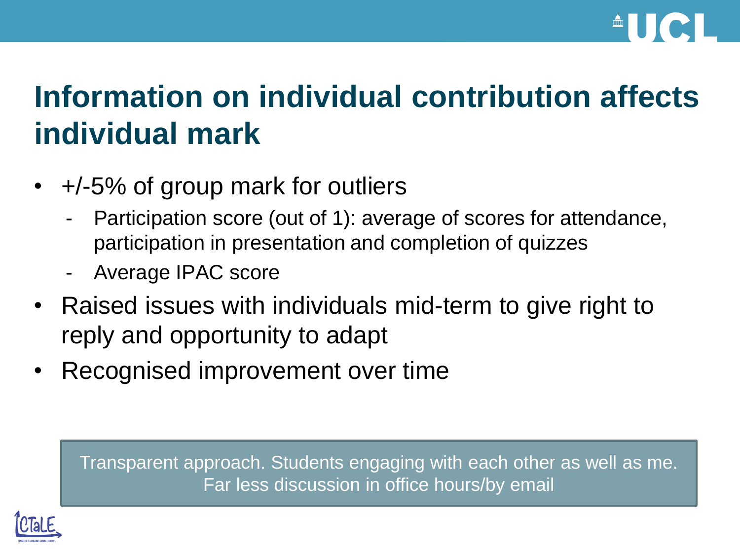# Information on individual contribution affects individual mark

- +/-5% of group mark for outliers
  - Participation score (out of 1): average of scores for attendance, participation in presentation and completion of quizzes
  - Average IPAC score
- Raised issues with individuals mid-term to give right to reply and opportunity to adapt
- Recognised improvement over time

Transparent approach. Students engaging with each other as well as me. Far less discussion in office hours/by email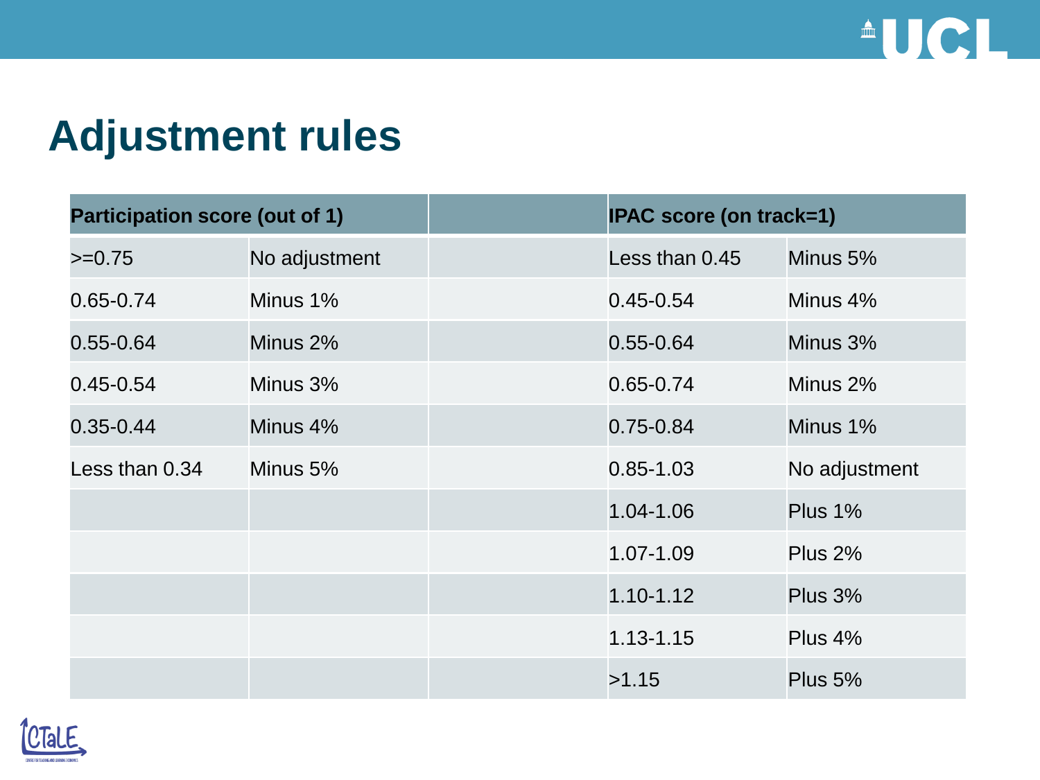# Adjustment rules

| Participation score (out of 1) | | | IPAC score (on track=1) | |
|---|---|---|---|---|
| >=0.75 | No adjustment | | Less than 0.45 | Minus 5% |
| 0.65-0.74 | Minus 1% | | 0.45-0.54 | Minus 4% |
| 0.55-0.64 | Minus 2% | | 0.55-0.64 | Minus 3% |
| 0.45-0.54 | Minus 3% | | 0.65-0.74 | Minus 2% |
| 0.35-0.44 | Minus 4% | | 0.75-0.84 | Minus 1% |
| Less than 0.34 | Minus 5% | | 0.85-1.03 | No adjustment |
| | | | 1.04-1.06 | Plus 1% |
| | | | 1.07-1.09 | Plus 2% |
| | | | 1.10-1.12 | Plus 3% |
| | | | 1.13-1.15 | Plus 4% |
| | | | >1.15 | Plus 5% |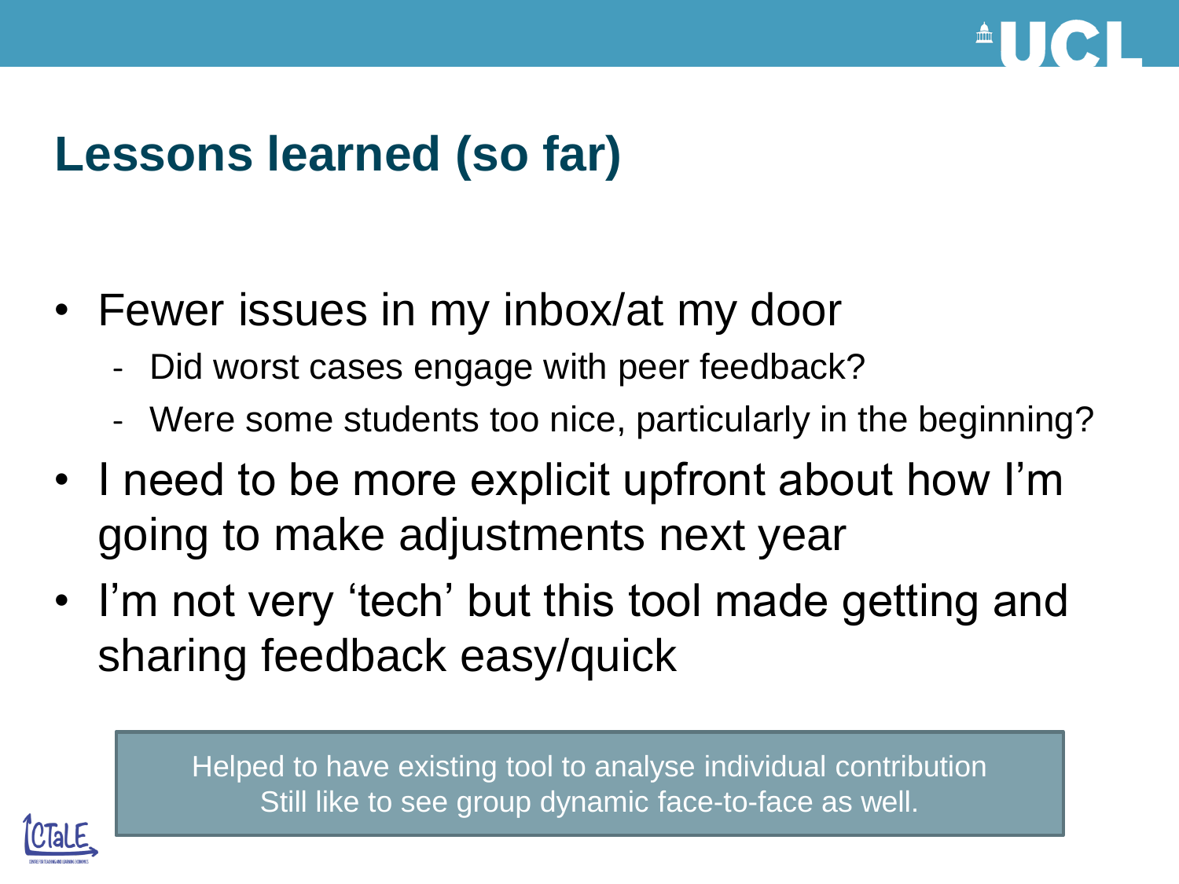# Lessons learned (so far)

- Fewer issues in my inbox/at my door
  - Did worst cases engage with peer feedback?
  - Were some students too nice, particularly in the beginning?
- I need to be more explicit upfront about how I'm going to make adjustments next year
- I'm not very 'tech' but this tool made getting and sharing feedback easy/quick

Helped to have existing tool to analyse individual contribution
Still like to see group dynamic face-to-face as well.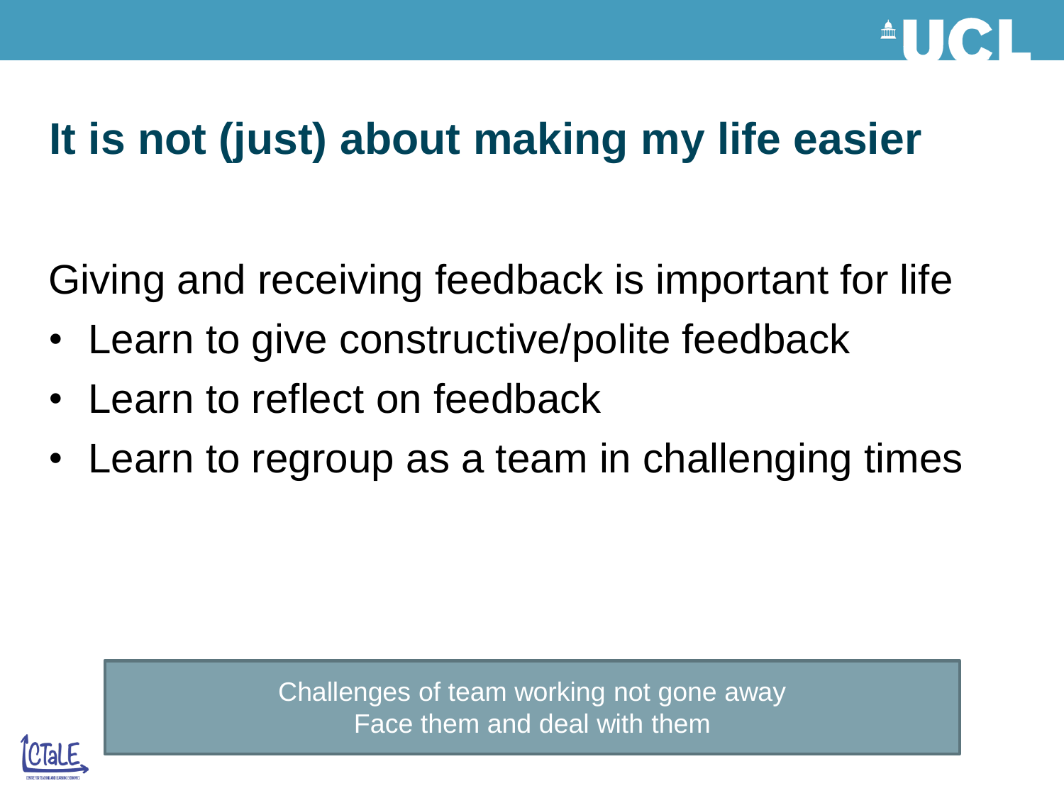# It is not (just) about making my life easier

Giving and receiving feedback is important for life

- Learn to give constructive/polite feedback
- Learn to reflect on feedback
- Learn to regroup as a team in challenging times

Challenges of team working not gone away
Face them and deal with them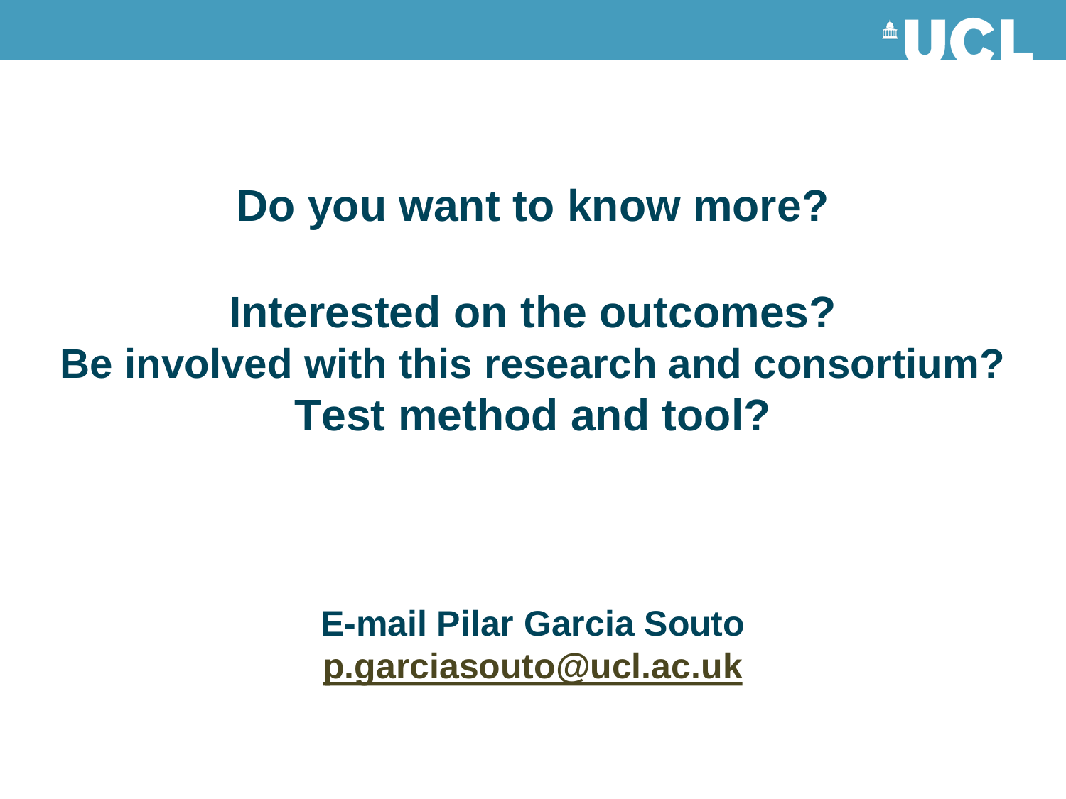**Do you want to know more?**

**Interested on the outcomes?**
**Be involved with this research and consortium?**
**Test method and tool?**

**E-mail Pilar Garcia Souto**
**p.garciasouto@ucl.ac.uk**